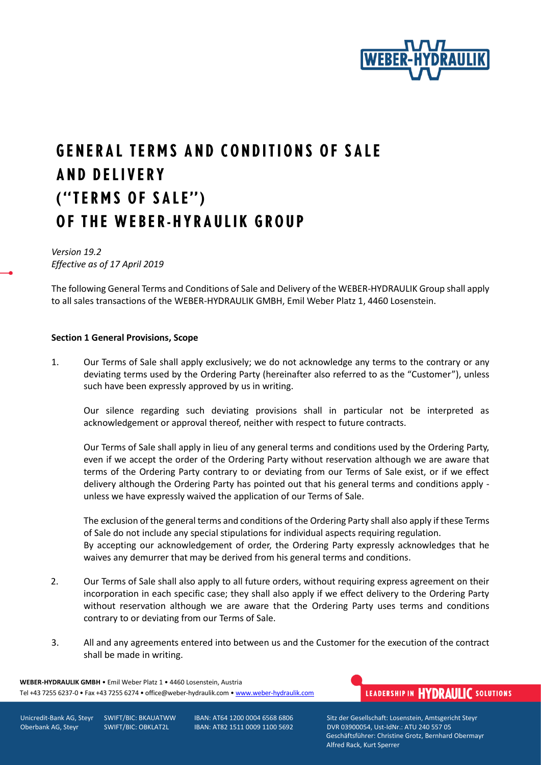# GENERAL TERMS AND CONDITIONS OF SALE AND DELIVERY ("TERMS OF SALE") OF THE WEBER-HYRAULIK GROUP

*Version 19.2*
*Effective as of 17 April 2019*

The following General Terms and Conditions of Sale and Delivery of the WEBER-HYDRAULIK Group shall apply to all sales transactions of the WEBER-HYDRAULIK GMBH, Emil Weber Platz 1, 4460 Losenstein.

**Section 1 General Provisions, Scope**

1. Our Terms of Sale shall apply exclusively; we do not acknowledge any terms to the contrary or any deviating terms used by the Ordering Party (hereinafter also referred to as the "Customer"), unless such have been expressly approved by us in writing.

   Our silence regarding such deviating provisions shall in particular not be interpreted as acknowledgement or approval thereof, neither with respect to future contracts.

   Our Terms of Sale shall apply in lieu of any general terms and conditions used by the Ordering Party, even if we accept the order of the Ordering Party without reservation although we are aware that terms of the Ordering Party contrary to or deviating from our Terms of Sale exist, or if we effect delivery although the Ordering Party has pointed out that his general terms and conditions apply - unless we have expressly waived the application of our Terms of Sale.

   The exclusion of the general terms and conditions of the Ordering Party shall also apply if these Terms of Sale do not include any special stipulations for individual aspects requiring regulation.
   By accepting our acknowledgement of order, the Ordering Party expressly acknowledges that he waives any demurrer that may be derived from his general terms and conditions.

2. Our Terms of Sale shall also apply to all future orders, without requiring express agreement on their incorporation in each specific case; they shall also apply if we effect delivery to the Ordering Party without reservation although we are aware that the Ordering Party uses terms and conditions contrary to or deviating from our Terms of Sale.

3. All and any agreements entered into between us and the Customer for the execution of the contract shall be made in writing.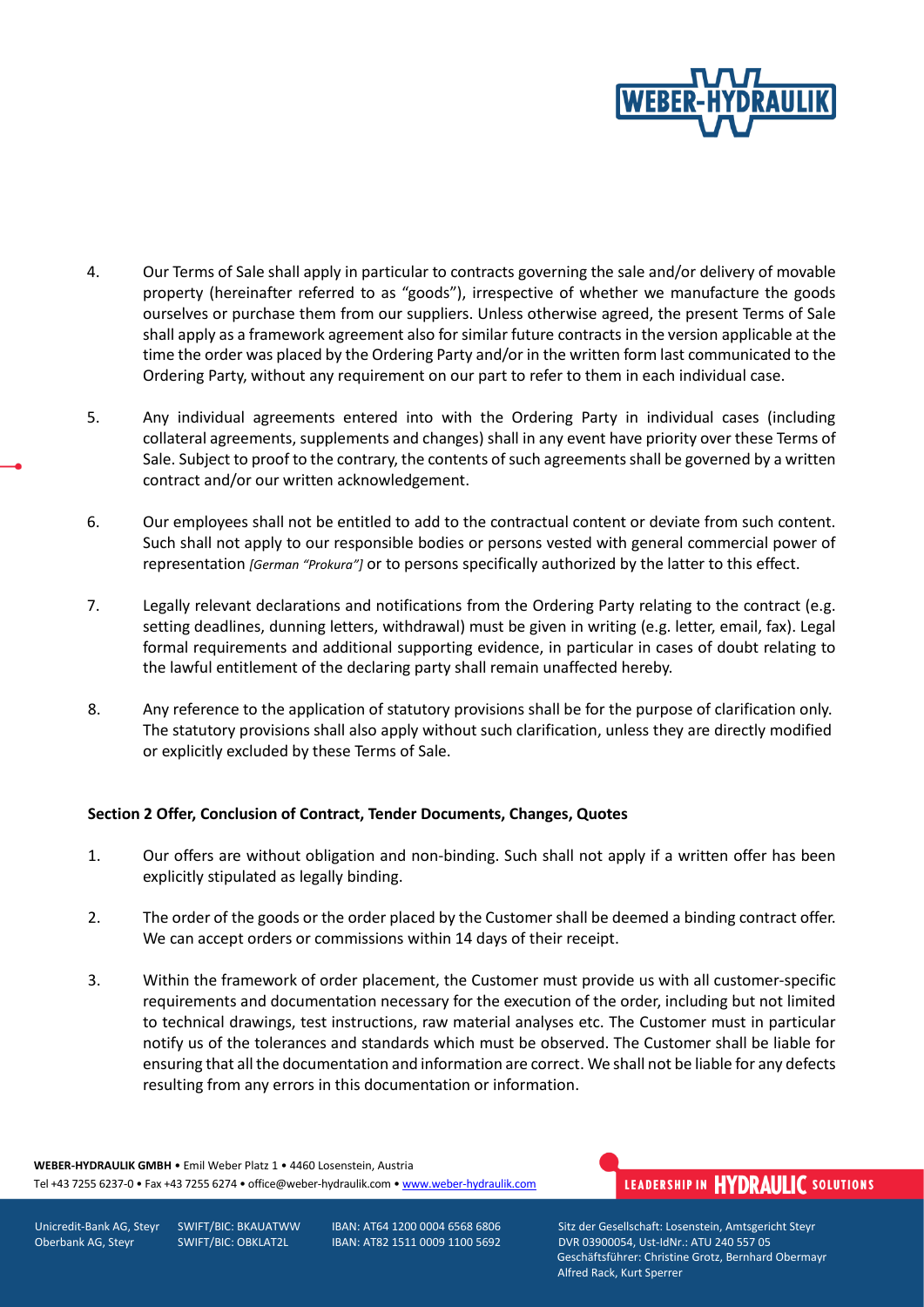4. Our Terms of Sale shall apply in particular to contracts governing the sale and/or delivery of movable property (hereinafter referred to as "goods"), irrespective of whether we manufacture the goods ourselves or purchase them from our suppliers. Unless otherwise agreed, the present Terms of Sale shall apply as a framework agreement also for similar future contracts in the version applicable at the time the order was placed by the Ordering Party and/or in the written form last communicated to the Ordering Party, without any requirement on our part to refer to them in each individual case.

5. Any individual agreements entered into with the Ordering Party in individual cases (including collateral agreements, supplements and changes) shall in any event have priority over these Terms of Sale. Subject to proof to the contrary, the contents of such agreements shall be governed by a written contract and/or our written acknowledgement.

6. Our employees shall not be entitled to add to the contractual content or deviate from such content. Such shall not apply to our responsible bodies or persons vested with general commercial power of representation *[German "Prokura"]* or to persons specifically authorized by the latter to this effect.

7. Legally relevant declarations and notifications from the Ordering Party relating to the contract (e.g. setting deadlines, dunning letters, withdrawal) must be given in writing (e.g. letter, email, fax). Legal formal requirements and additional supporting evidence, in particular in cases of doubt relating to the lawful entitlement of the declaring party shall remain unaffected hereby.

8. Any reference to the application of statutory provisions shall be for the purpose of clarification only. The statutory provisions shall also apply without such clarification, unless they are directly modified or explicitly excluded by these Terms of Sale.

**Section 2 Offer, Conclusion of Contract, Tender Documents, Changes, Quotes**

1. Our offers are without obligation and non-binding. Such shall not apply if a written offer has been explicitly stipulated as legally binding.

2. The order of the goods or the order placed by the Customer shall be deemed a binding contract offer. We can accept orders or commissions within 14 days of their receipt.

3. Within the framework of order placement, the Customer must provide us with all customer-specific requirements and documentation necessary for the execution of the order, including but not limited to technical drawings, test instructions, raw material analyses etc. The Customer must in particular notify us of the tolerances and standards which must be observed. The Customer shall be liable for ensuring that all the documentation and information are correct. We shall not be liable for any defects resulting from any errors in this documentation or information.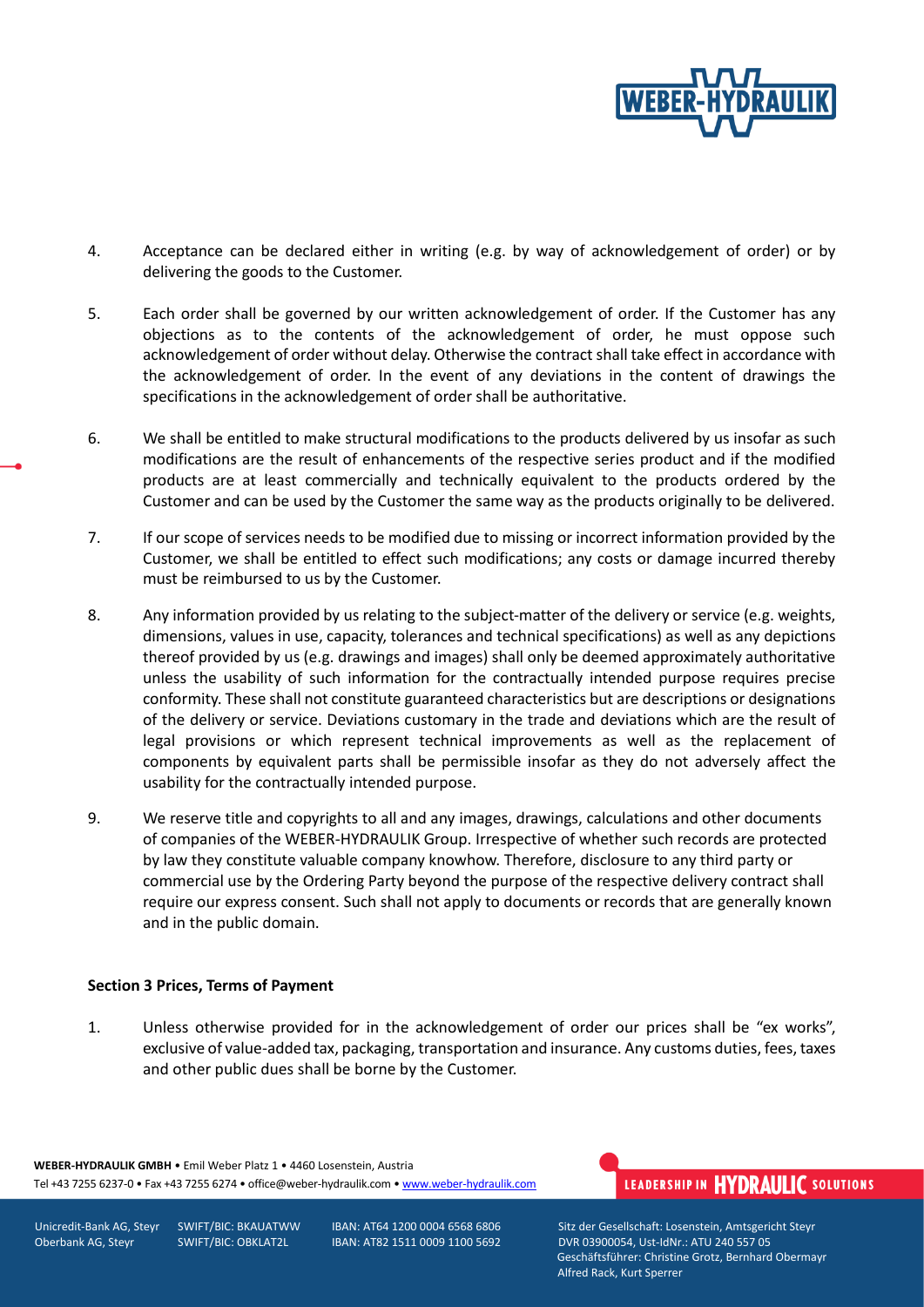4. Acceptance can be declared either in writing (e.g. by way of acknowledgement of order) or by delivering the goods to the Customer.

5. Each order shall be governed by our written acknowledgement of order. If the Customer has any objections as to the contents of the acknowledgement of order, he must oppose such acknowledgement of order without delay. Otherwise the contract shall take effect in accordance with the acknowledgement of order. In the event of any deviations in the content of drawings the specifications in the acknowledgement of order shall be authoritative.

6. We shall be entitled to make structural modifications to the products delivered by us insofar as such modifications are the result of enhancements of the respective series product and if the modified products are at least commercially and technically equivalent to the products ordered by the Customer and can be used by the Customer the same way as the products originally to be delivered.

7. If our scope of services needs to be modified due to missing or incorrect information provided by the Customer, we shall be entitled to effect such modifications; any costs or damage incurred thereby must be reimbursed to us by the Customer.

8. Any information provided by us relating to the subject-matter of the delivery or service (e.g. weights, dimensions, values in use, capacity, tolerances and technical specifications) as well as any depictions thereof provided by us (e.g. drawings and images) shall only be deemed approximately authoritative unless the usability of such information for the contractually intended purpose requires precise conformity. These shall not constitute guaranteed characteristics but are descriptions or designations of the delivery or service. Deviations customary in the trade and deviations which are the result of legal provisions or which represent technical improvements as well as the replacement of components by equivalent parts shall be permissible insofar as they do not adversely affect the usability for the contractually intended purpose.

9. We reserve title and copyrights to all and any images, drawings, calculations and other documents of companies of the WEBER-HYDRAULIK Group. Irrespective of whether such records are protected by law they constitute valuable company knowhow. Therefore, disclosure to any third party or commercial use by the Ordering Party beyond the purpose of the respective delivery contract shall require our express consent. Such shall not apply to documents or records that are generally known and in the public domain.

**Section 3 Prices, Terms of Payment**

1. Unless otherwise provided for in the acknowledgement of order our prices shall be "ex works", exclusive of value-added tax, packaging, transportation and insurance. Any customs duties, fees, taxes and other public dues shall be borne by the Customer.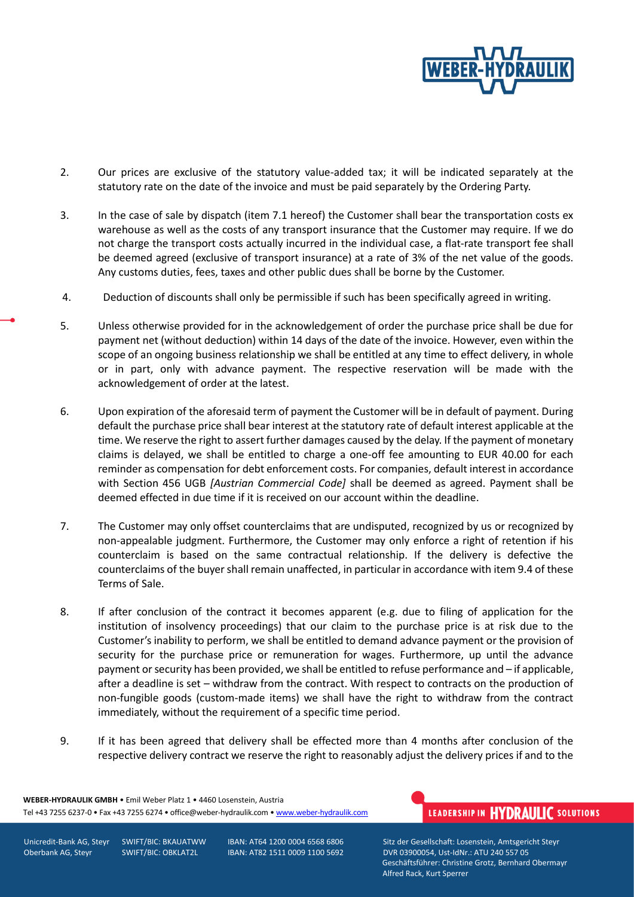2. Our prices are exclusive of the statutory value-added tax; it will be indicated separately at the statutory rate on the date of the invoice and must be paid separately by the Ordering Party.

3. In the case of sale by dispatch (item 7.1 hereof) the Customer shall bear the transportation costs ex warehouse as well as the costs of any transport insurance that the Customer may require. If we do not charge the transport costs actually incurred in the individual case, a flat-rate transport fee shall be deemed agreed (exclusive of transport insurance) at a rate of 3% of the net value of the goods. Any customs duties, fees, taxes and other public dues shall be borne by the Customer.

4. Deduction of discounts shall only be permissible if such has been specifically agreed in writing.

5. Unless otherwise provided for in the acknowledgement of order the purchase price shall be due for payment net (without deduction) within 14 days of the date of the invoice. However, even within the scope of an ongoing business relationship we shall be entitled at any time to effect delivery, in whole or in part, only with advance payment. The respective reservation will be made with the acknowledgement of order at the latest.

6. Upon expiration of the aforesaid term of payment the Customer will be in default of payment. During default the purchase price shall bear interest at the statutory rate of default interest applicable at the time. We reserve the right to assert further damages caused by the delay. If the payment of monetary claims is delayed, we shall be entitled to charge a one-off fee amounting to EUR 40.00 for each reminder as compensation for debt enforcement costs. For companies, default interest in accordance with Section 456 UGB *[Austrian Commercial Code]* shall be deemed as agreed. Payment shall be deemed effected in due time if it is received on our account within the deadline.

7. The Customer may only offset counterclaims that are undisputed, recognized by us or recognized by non-appealable judgment. Furthermore, the Customer may only enforce a right of retention if his counterclaim is based on the same contractual relationship. If the delivery is defective the counterclaims of the buyer shall remain unaffected, in particular in accordance with item 9.4 of these Terms of Sale.

8. If after conclusion of the contract it becomes apparent (e.g. due to filing of application for the institution of insolvency proceedings) that our claim to the purchase price is at risk due to the Customer's inability to perform, we shall be entitled to demand advance payment or the provision of security for the purchase price or remuneration for wages. Furthermore, up until the advance payment or security has been provided, we shall be entitled to refuse performance and – if applicable, after a deadline is set – withdraw from the contract. With respect to contracts on the production of non-fungible goods (custom-made items) we shall have the right to withdraw from the contract immediately, without the requirement of a specific time period.

9. If it has been agreed that delivery shall be effected more than 4 months after conclusion of the respective delivery contract we reserve the right to reasonably adjust the delivery prices if and to the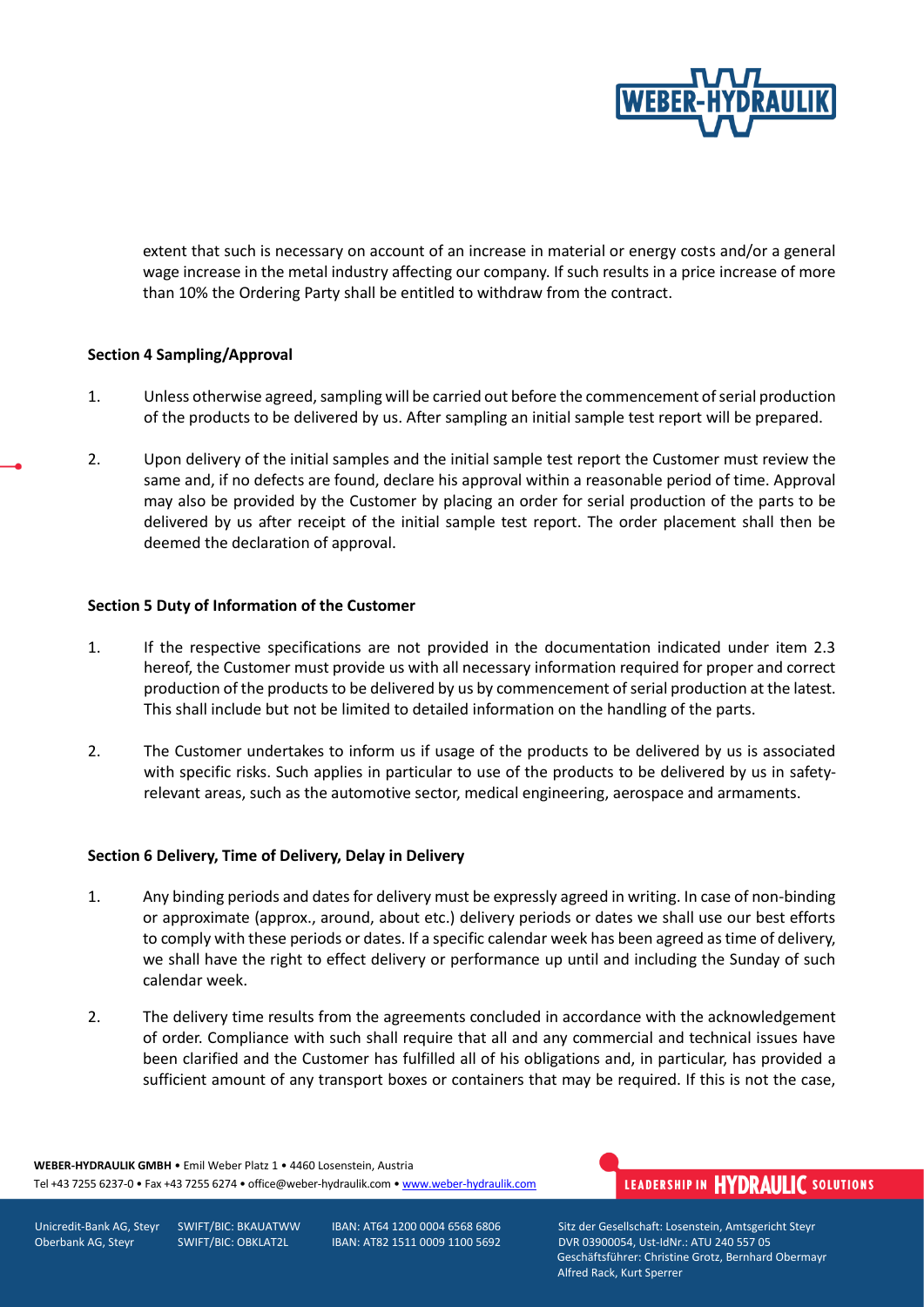extent that such is necessary on account of an increase in material or energy costs and/or a general wage increase in the metal industry affecting our company. If such results in a price increase of more than 10% the Ordering Party shall be entitled to withdraw from the contract.

**Section 4 Sampling/Approval**

1. Unless otherwise agreed, sampling will be carried out before the commencement of serial production of the products to be delivered by us. After sampling an initial sample test report will be prepared.

2. Upon delivery of the initial samples and the initial sample test report the Customer must review the same and, if no defects are found, declare his approval within a reasonable period of time. Approval may also be provided by the Customer by placing an order for serial production of the parts to be delivered by us after receipt of the initial sample test report. The order placement shall then be deemed the declaration of approval.

**Section 5 Duty of Information of the Customer**

1. If the respective specifications are not provided in the documentation indicated under item 2.3 hereof, the Customer must provide us with all necessary information required for proper and correct production of the products to be delivered by us by commencement of serial production at the latest. This shall include but not be limited to detailed information on the handling of the parts.

2. The Customer undertakes to inform us if usage of the products to be delivered by us is associated with specific risks. Such applies in particular to use of the products to be delivered by us in safety-relevant areas, such as the automotive sector, medical engineering, aerospace and armaments.

**Section 6 Delivery, Time of Delivery, Delay in Delivery**

1. Any binding periods and dates for delivery must be expressly agreed in writing. In case of non-binding or approximate (approx., around, about etc.) delivery periods or dates we shall use our best efforts to comply with these periods or dates. If a specific calendar week has been agreed as time of delivery, we shall have the right to effect delivery or performance up until and including the Sunday of such calendar week.

2. The delivery time results from the agreements concluded in accordance with the acknowledgement of order. Compliance with such shall require that all and any commercial and technical issues have been clarified and the Customer has fulfilled all of his obligations and, in particular, has provided a sufficient amount of any transport boxes or containers that may be required. If this is not the case,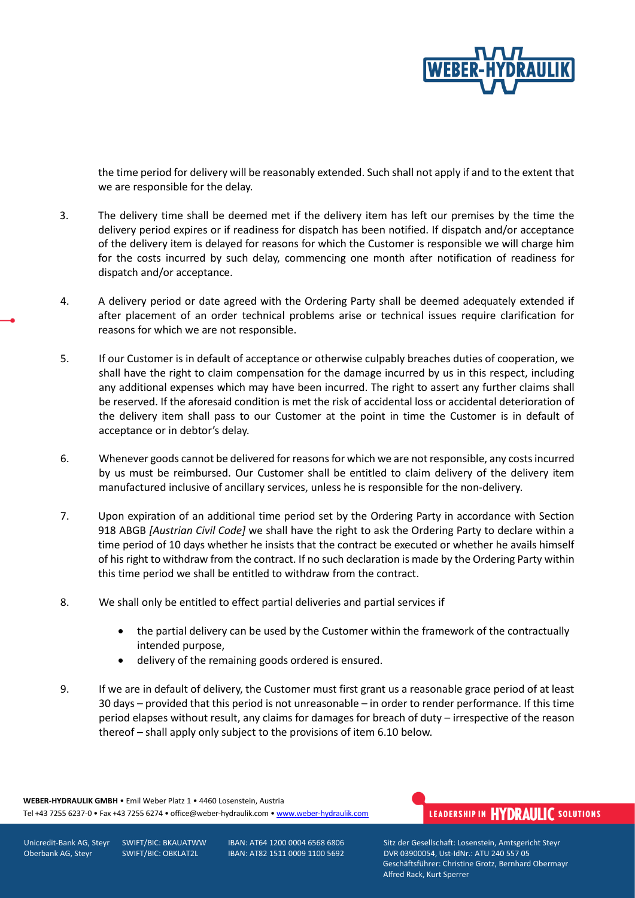the time period for delivery will be reasonably extended. Such shall not apply if and to the extent that we are responsible for the delay.

3. The delivery time shall be deemed met if the delivery item has left our premises by the time the delivery period expires or if readiness for dispatch has been notified. If dispatch and/or acceptance of the delivery item is delayed for reasons for which the Customer is responsible we will charge him for the costs incurred by such delay, commencing one month after notification of readiness for dispatch and/or acceptance.

4. A delivery period or date agreed with the Ordering Party shall be deemed adequately extended if after placement of an order technical problems arise or technical issues require clarification for reasons for which we are not responsible.

5. If our Customer is in default of acceptance or otherwise culpably breaches duties of cooperation, we shall have the right to claim compensation for the damage incurred by us in this respect, including any additional expenses which may have been incurred. The right to assert any further claims shall be reserved. If the aforesaid condition is met the risk of accidental loss or accidental deterioration of the delivery item shall pass to our Customer at the point in time the Customer is in default of acceptance or in debtor's delay.

6. Whenever goods cannot be delivered for reasons for which we are not responsible, any costs incurred by us must be reimbursed. Our Customer shall be entitled to claim delivery of the delivery item manufactured inclusive of ancillary services, unless he is responsible for the non-delivery.

7. Upon expiration of an additional time period set by the Ordering Party in accordance with Section 918 ABGB *[Austrian Civil Code]* we shall have the right to ask the Ordering Party to declare within a time period of 10 days whether he insists that the contract be executed or whether he avails himself of his right to withdraw from the contract. If no such declaration is made by the Ordering Party within this time period we shall be entitled to withdraw from the contract.

8. We shall only be entitled to effect partial deliveries and partial services if

    - the partial delivery can be used by the Customer within the framework of the contractually intended purpose,
    - delivery of the remaining goods ordered is ensured.

9. If we are in default of delivery, the Customer must first grant us a reasonable grace period of at least 30 days – provided that this period is not unreasonable – in order to render performance. If this time period elapses without result, any claims for damages for breach of duty – irrespective of the reason thereof – shall apply only subject to the provisions of item 6.10 below.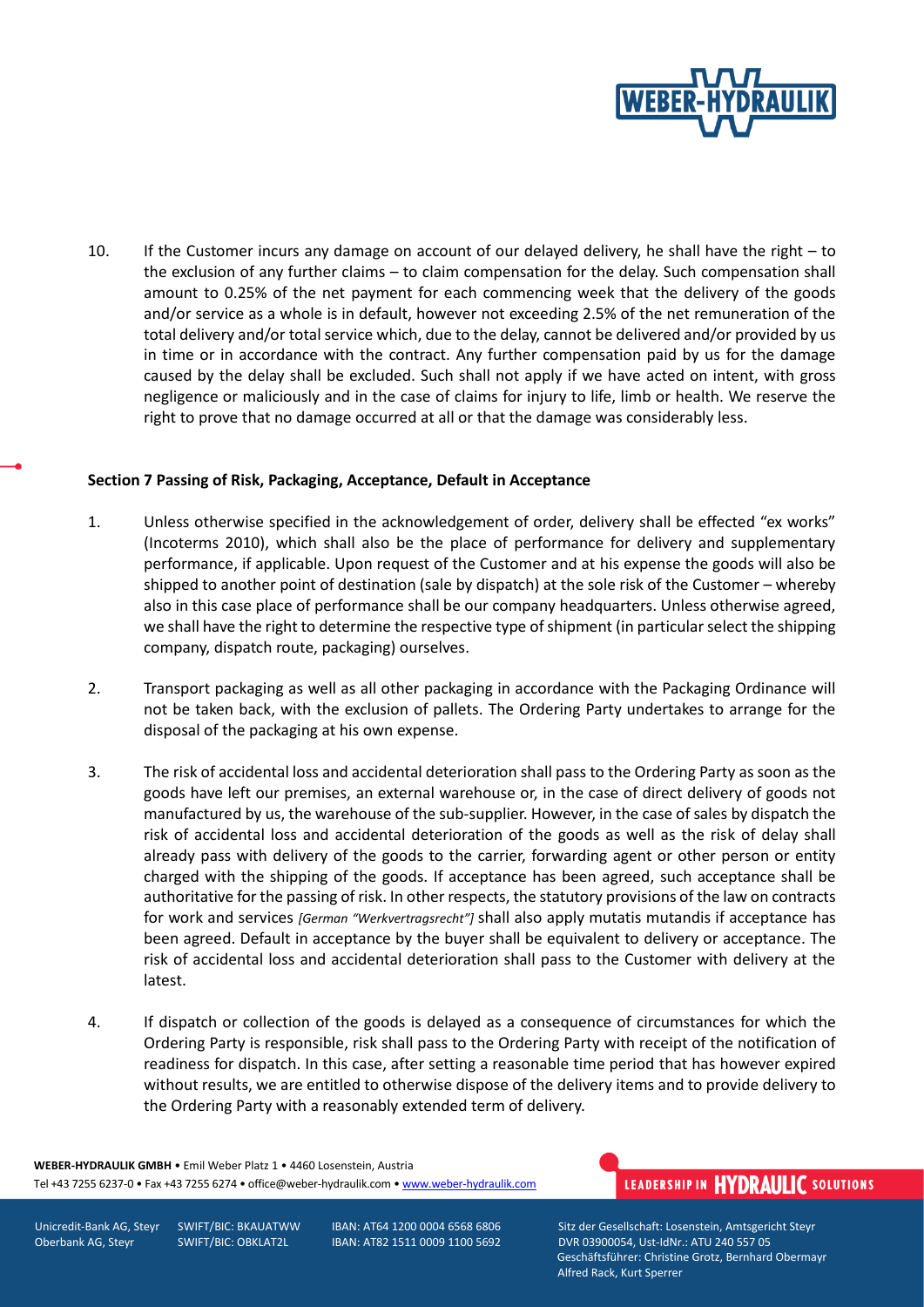10. If the Customer incurs any damage on account of our delayed delivery, he shall have the right – to the exclusion of any further claims – to claim compensation for the delay. Such compensation shall amount to 0.25% of the net payment for each commencing week that the delivery of the goods and/or service as a whole is in default, however not exceeding 2.5% of the net remuneration of the total delivery and/or total service which, due to the delay, cannot be delivered and/or provided by us in time or in accordance with the contract. Any further compensation paid by us for the damage caused by the delay shall be excluded. Such shall not apply if we have acted on intent, with gross negligence or maliciously and in the case of claims for injury to life, limb or health. We reserve the right to prove that no damage occurred at all or that the damage was considerably less.

**Section 7 Passing of Risk, Packaging, Acceptance, Default in Acceptance**

1. Unless otherwise specified in the acknowledgement of order, delivery shall be effected "ex works" (Incoterms 2010), which shall also be the place of performance for delivery and supplementary performance, if applicable. Upon request of the Customer and at his expense the goods will also be shipped to another point of destination (sale by dispatch) at the sole risk of the Customer – whereby also in this case place of performance shall be our company headquarters. Unless otherwise agreed, we shall have the right to determine the respective type of shipment (in particular select the shipping company, dispatch route, packaging) ourselves.

2. Transport packaging as well as all other packaging in accordance with the Packaging Ordinance will not be taken back, with the exclusion of pallets. The Ordering Party undertakes to arrange for the disposal of the packaging at his own expense.

3. The risk of accidental loss and accidental deterioration shall pass to the Ordering Party as soon as the goods have left our premises, an external warehouse or, in the case of direct delivery of goods not manufactured by us, the warehouse of the sub-supplier. However, in the case of sales by dispatch the risk of accidental loss and accidental deterioration of the goods as well as the risk of delay shall already pass with delivery of the goods to the carrier, forwarding agent or other person or entity charged with the shipping of the goods. If acceptance has been agreed, such acceptance shall be authoritative for the passing of risk. In other respects, the statutory provisions of the law on contracts for work and services *[German "Werkvertragsrecht"]* shall also apply mutatis mutandis if acceptance has been agreed. Default in acceptance by the buyer shall be equivalent to delivery or acceptance. The risk of accidental loss and accidental deterioration shall pass to the Customer with delivery at the latest.

4. If dispatch or collection of the goods is delayed as a consequence of circumstances for which the Ordering Party is responsible, risk shall pass to the Ordering Party with receipt of the notification of readiness for dispatch. In this case, after setting a reasonable time period that has however expired without results, we are entitled to otherwise dispose of the delivery items and to provide delivery to the Ordering Party with a reasonably extended term of delivery.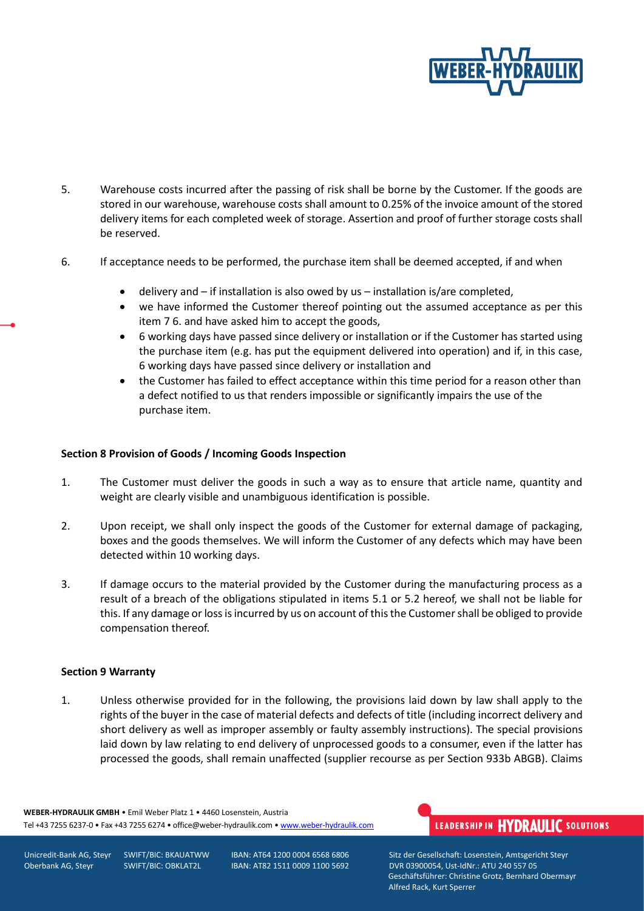5. Warehouse costs incurred after the passing of risk shall be borne by the Customer. If the goods are stored in our warehouse, warehouse costs shall amount to 0.25% of the invoice amount of the stored delivery items for each completed week of storage. Assertion and proof of further storage costs shall be reserved.

6. If acceptance needs to be performed, the purchase item shall be deemed accepted, if and when

   - delivery and – if installation is also owed by us – installation is/are completed,
   - we have informed the Customer thereof pointing out the assumed acceptance as per this item 7 6. and have asked him to accept the goods,
   - 6 working days have passed since delivery or installation or if the Customer has started using the purchase item (e.g. has put the equipment delivered into operation) and if, in this case, 6 working days have passed since delivery or installation and
   - the Customer has failed to effect acceptance within this time period for a reason other than a defect notified to us that renders impossible or significantly impairs the use of the purchase item.

**Section 8 Provision of Goods / Incoming Goods Inspection**

1. The Customer must deliver the goods in such a way as to ensure that article name, quantity and weight are clearly visible and unambiguous identification is possible.

2. Upon receipt, we shall only inspect the goods of the Customer for external damage of packaging, boxes and the goods themselves. We will inform the Customer of any defects which may have been detected within 10 working days.

3. If damage occurs to the material provided by the Customer during the manufacturing process as a result of a breach of the obligations stipulated in items 5.1 or 5.2 hereof, we shall not be liable for this. If any damage or loss is incurred by us on account of this the Customer shall be obliged to provide compensation thereof.

**Section 9 Warranty**

1. Unless otherwise provided for in the following, the provisions laid down by law shall apply to the rights of the buyer in the case of material defects and defects of title (including incorrect delivery and short delivery as well as improper assembly or faulty assembly instructions). The special provisions laid down by law relating to end delivery of unprocessed goods to a consumer, even if the latter has processed the goods, shall remain unaffected (supplier recourse as per Section 933b ABGB). Claims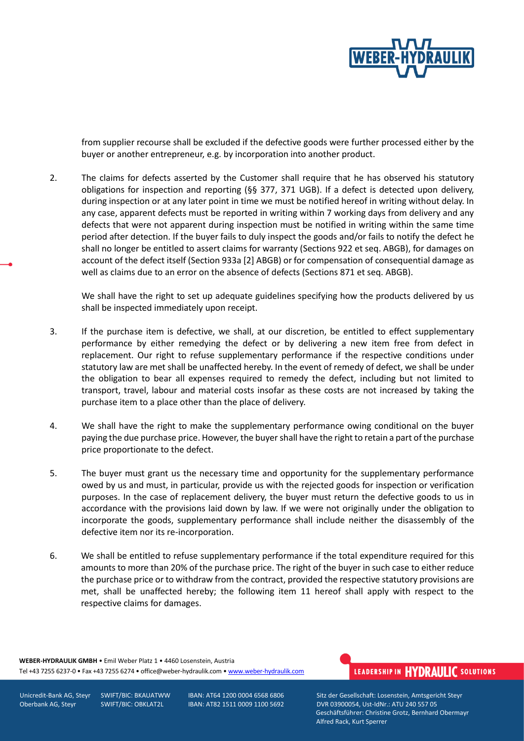from supplier recourse shall be excluded if the defective goods were further processed either by the buyer or another entrepreneur, e.g. by incorporation into another product.

2. The claims for defects asserted by the Customer shall require that he has observed his statutory obligations for inspection and reporting (§§ 377, 371 UGB). If a defect is detected upon delivery, during inspection or at any later point in time we must be notified hereof in writing without delay. In any case, apparent defects must be reported in writing within 7 working days from delivery and any defects that were not apparent during inspection must be notified in writing within the same time period after detection. If the buyer fails to duly inspect the goods and/or fails to notify the defect he shall no longer be entitled to assert claims for warranty (Sections 922 et seq. ABGB), for damages on account of the defect itself (Section 933a [2] ABGB) or for compensation of consequential damage as well as claims due to an error on the absence of defects (Sections 871 et seq. ABGB).

   We shall have the right to set up adequate guidelines specifying how the products delivered by us shall be inspected immediately upon receipt.

3. If the purchase item is defective, we shall, at our discretion, be entitled to effect supplementary performance by either remedying the defect or by delivering a new item free from defect in replacement. Our right to refuse supplementary performance if the respective conditions under statutory law are met shall be unaffected hereby. In the event of remedy of defect, we shall be under the obligation to bear all expenses required to remedy the defect, including but not limited to transport, travel, labour and material costs insofar as these costs are not increased by taking the purchase item to a place other than the place of delivery.

4. We shall have the right to make the supplementary performance owing conditional on the buyer paying the due purchase price. However, the buyer shall have the right to retain a part of the purchase price proportionate to the defect.

5. The buyer must grant us the necessary time and opportunity for the supplementary performance owed by us and must, in particular, provide us with the rejected goods for inspection or verification purposes. In the case of replacement delivery, the buyer must return the defective goods to us in accordance with the provisions laid down by law. If we were not originally under the obligation to incorporate the goods, supplementary performance shall include neither the disassembly of the defective item nor its re-incorporation.

6. We shall be entitled to refuse supplementary performance if the total expenditure required for this amounts to more than 20% of the purchase price. The right of the buyer in such case to either reduce the purchase price or to withdraw from the contract, provided the respective statutory provisions are met, shall be unaffected hereby; the following item 11 hereof shall apply with respect to the respective claims for damages.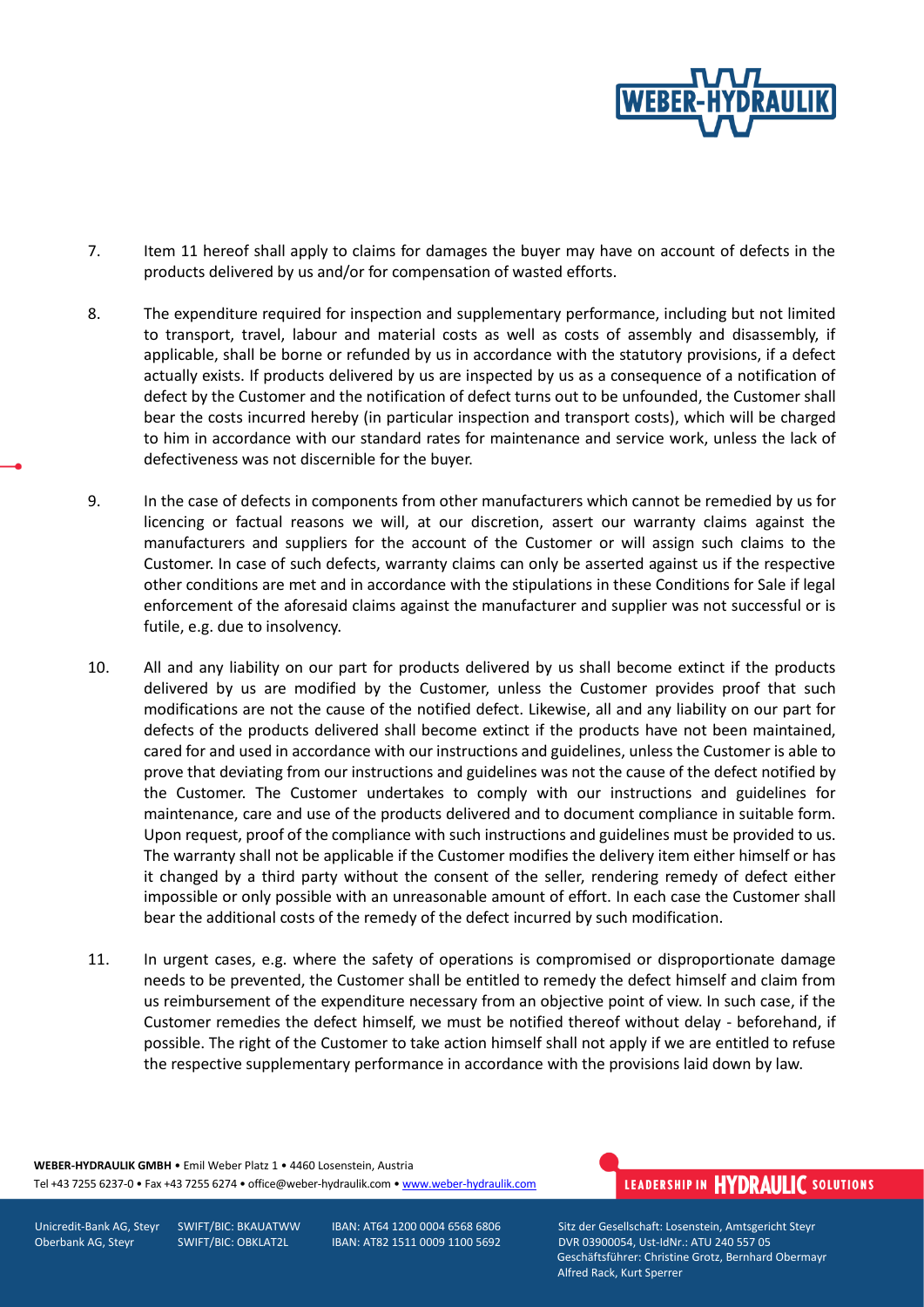7. Item 11 hereof shall apply to claims for damages the buyer may have on account of defects in the products delivered by us and/or for compensation of wasted efforts.

8. The expenditure required for inspection and supplementary performance, including but not limited to transport, travel, labour and material costs as well as costs of assembly and disassembly, if applicable, shall be borne or refunded by us in accordance with the statutory provisions, if a defect actually exists. If products delivered by us are inspected by us as a consequence of a notification of defect by the Customer and the notification of defect turns out to be unfounded, the Customer shall bear the costs incurred hereby (in particular inspection and transport costs), which will be charged to him in accordance with our standard rates for maintenance and service work, unless the lack of defectiveness was not discernible for the buyer.

9. In the case of defects in components from other manufacturers which cannot be remedied by us for licencing or factual reasons we will, at our discretion, assert our warranty claims against the manufacturers and suppliers for the account of the Customer or will assign such claims to the Customer. In case of such defects, warranty claims can only be asserted against us if the respective other conditions are met and in accordance with the stipulations in these Conditions for Sale if legal enforcement of the aforesaid claims against the manufacturer and supplier was not successful or is futile, e.g. due to insolvency.

10. All and any liability on our part for products delivered by us shall become extinct if the products delivered by us are modified by the Customer, unless the Customer provides proof that such modifications are not the cause of the notified defect. Likewise, all and any liability on our part for defects of the products delivered shall become extinct if the products have not been maintained, cared for and used in accordance with our instructions and guidelines, unless the Customer is able to prove that deviating from our instructions and guidelines was not the cause of the defect notified by the Customer. The Customer undertakes to comply with our instructions and guidelines for maintenance, care and use of the products delivered and to document compliance in suitable form. Upon request, proof of the compliance with such instructions and guidelines must be provided to us. The warranty shall not be applicable if the Customer modifies the delivery item either himself or has it changed by a third party without the consent of the seller, rendering remedy of defect either impossible or only possible with an unreasonable amount of effort. In each case the Customer shall bear the additional costs of the remedy of the defect incurred by such modification.

11. In urgent cases, e.g. where the safety of operations is compromised or disproportionate damage needs to be prevented, the Customer shall be entitled to remedy the defect himself and claim from us reimbursement of the expenditure necessary from an objective point of view. In such case, if the Customer remedies the defect himself, we must be notified thereof without delay - beforehand, if possible. The right of the Customer to take action himself shall not apply if we are entitled to refuse the respective supplementary performance in accordance with the provisions laid down by law.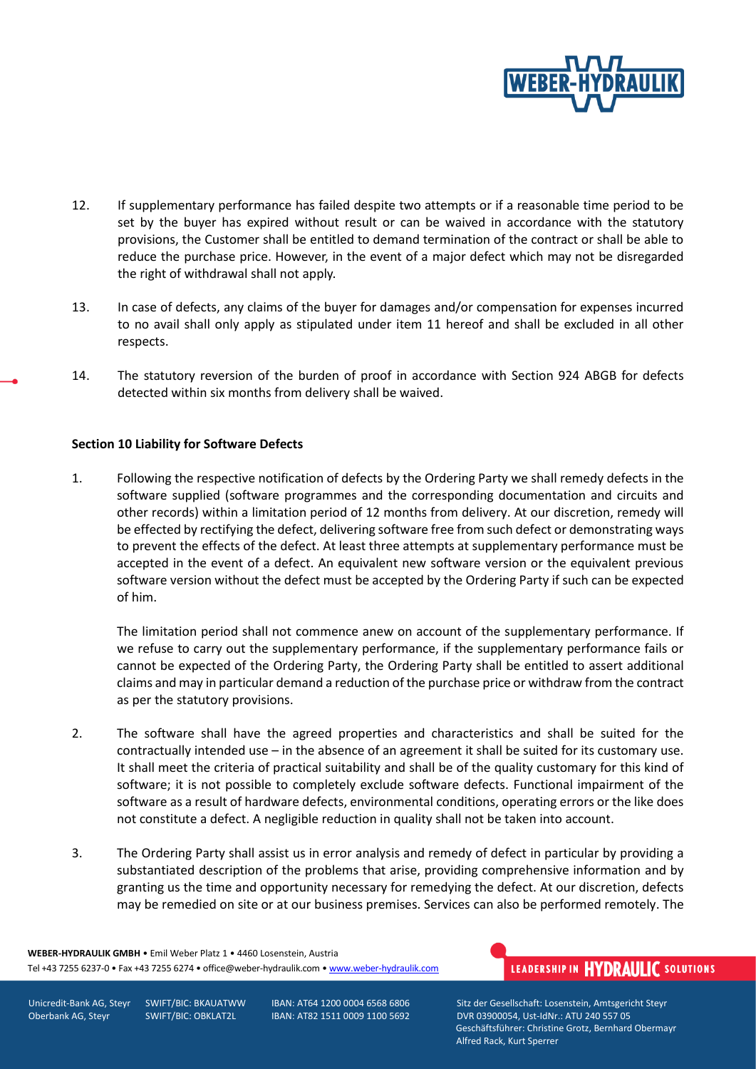12. If supplementary performance has failed despite two attempts or if a reasonable time period to be set by the buyer has expired without result or can be waived in accordance with the statutory provisions, the Customer shall be entitled to demand termination of the contract or shall be able to reduce the purchase price. However, in the event of a major defect which may not be disregarded the right of withdrawal shall not apply.

13. In case of defects, any claims of the buyer for damages and/or compensation for expenses incurred to no avail shall only apply as stipulated under item 11 hereof and shall be excluded in all other respects.

14. The statutory reversion of the burden of proof in accordance with Section 924 ABGB for defects detected within six months from delivery shall be waived.

**Section 10 Liability for Software Defects**

1. Following the respective notification of defects by the Ordering Party we shall remedy defects in the software supplied (software programmes and the corresponding documentation and circuits and other records) within a limitation period of 12 months from delivery. At our discretion, remedy will be effected by rectifying the defect, delivering software free from such defect or demonstrating ways to prevent the effects of the defect. At least three attempts at supplementary performance must be accepted in the event of a defect. An equivalent new software version or the equivalent previous software version without the defect must be accepted by the Ordering Party if such can be expected of him.

   The limitation period shall not commence anew on account of the supplementary performance. If we refuse to carry out the supplementary performance, if the supplementary performance fails or cannot be expected of the Ordering Party, the Ordering Party shall be entitled to assert additional claims and may in particular demand a reduction of the purchase price or withdraw from the contract as per the statutory provisions.

2. The software shall have the agreed properties and characteristics and shall be suited for the contractually intended use – in the absence of an agreement it shall be suited for its customary use. It shall meet the criteria of practical suitability and shall be of the quality customary for this kind of software; it is not possible to completely exclude software defects. Functional impairment of the software as a result of hardware defects, environmental conditions, operating errors or the like does not constitute a defect. A negligible reduction in quality shall not be taken into account.

3. The Ordering Party shall assist us in error analysis and remedy of defect in particular by providing a substantiated description of the problems that arise, providing comprehensive information and by granting us the time and opportunity necessary for remedying the defect. At our discretion, defects may be remedied on site or at our business premises. Services can also be performed remotely. The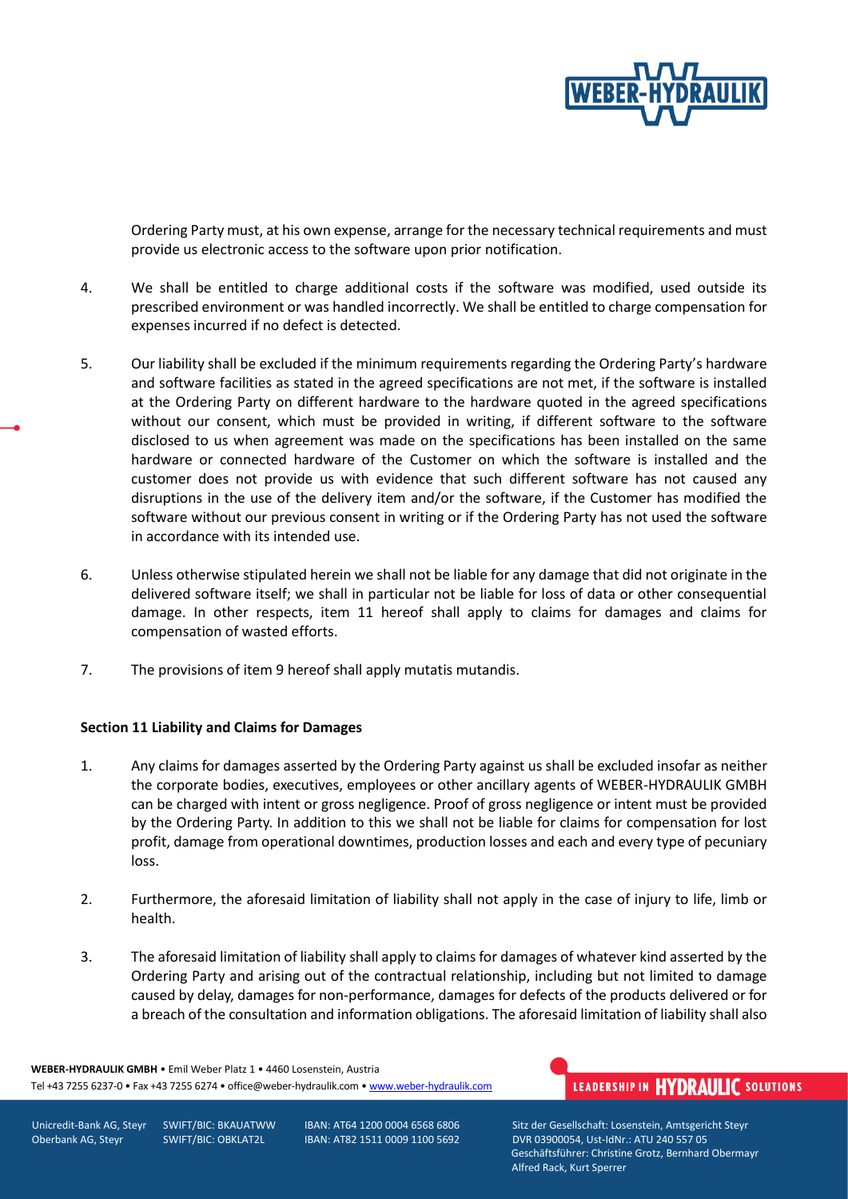Ordering Party must, at his own expense, arrange for the necessary technical requirements and must provide us electronic access to the software upon prior notification.

4. We shall be entitled to charge additional costs if the software was modified, used outside its prescribed environment or was handled incorrectly. We shall be entitled to charge compensation for expenses incurred if no defect is detected.

5. Our liability shall be excluded if the minimum requirements regarding the Ordering Party's hardware and software facilities as stated in the agreed specifications are not met, if the software is installed at the Ordering Party on different hardware to the hardware quoted in the agreed specifications without our consent, which must be provided in writing, if different software to the software disclosed to us when agreement was made on the specifications has been installed on the same hardware or connected hardware of the Customer on which the software is installed and the customer does not provide us with evidence that such different software has not caused any disruptions in the use of the delivery item and/or the software, if the Customer has modified the software without our previous consent in writing or if the Ordering Party has not used the software in accordance with its intended use.

6. Unless otherwise stipulated herein we shall not be liable for any damage that did not originate in the delivered software itself; we shall in particular not be liable for loss of data or other consequential damage. In other respects, item 11 hereof shall apply to claims for damages and claims for compensation of wasted efforts.

7. The provisions of item 9 hereof shall apply mutatis mutandis.

## Section 11 Liability and Claims for Damages

1. Any claims for damages asserted by the Ordering Party against us shall be excluded insofar as neither the corporate bodies, executives, employees or other ancillary agents of WEBER-HYDRAULIK GMBH can be charged with intent or gross negligence. Proof of gross negligence or intent must be provided by the Ordering Party. In addition to this we shall not be liable for claims for compensation for lost profit, damage from operational downtimes, production losses and each and every type of pecuniary loss.

2. Furthermore, the aforesaid limitation of liability shall not apply in the case of injury to life, limb or health.

3. The aforesaid limitation of liability shall apply to claims for damages of whatever kind asserted by the Ordering Party and arising out of the contractual relationship, including but not limited to damage caused by delay, damages for non-performance, damages for defects of the products delivered or for a breach of the consultation and information obligations. The aforesaid limitation of liability shall also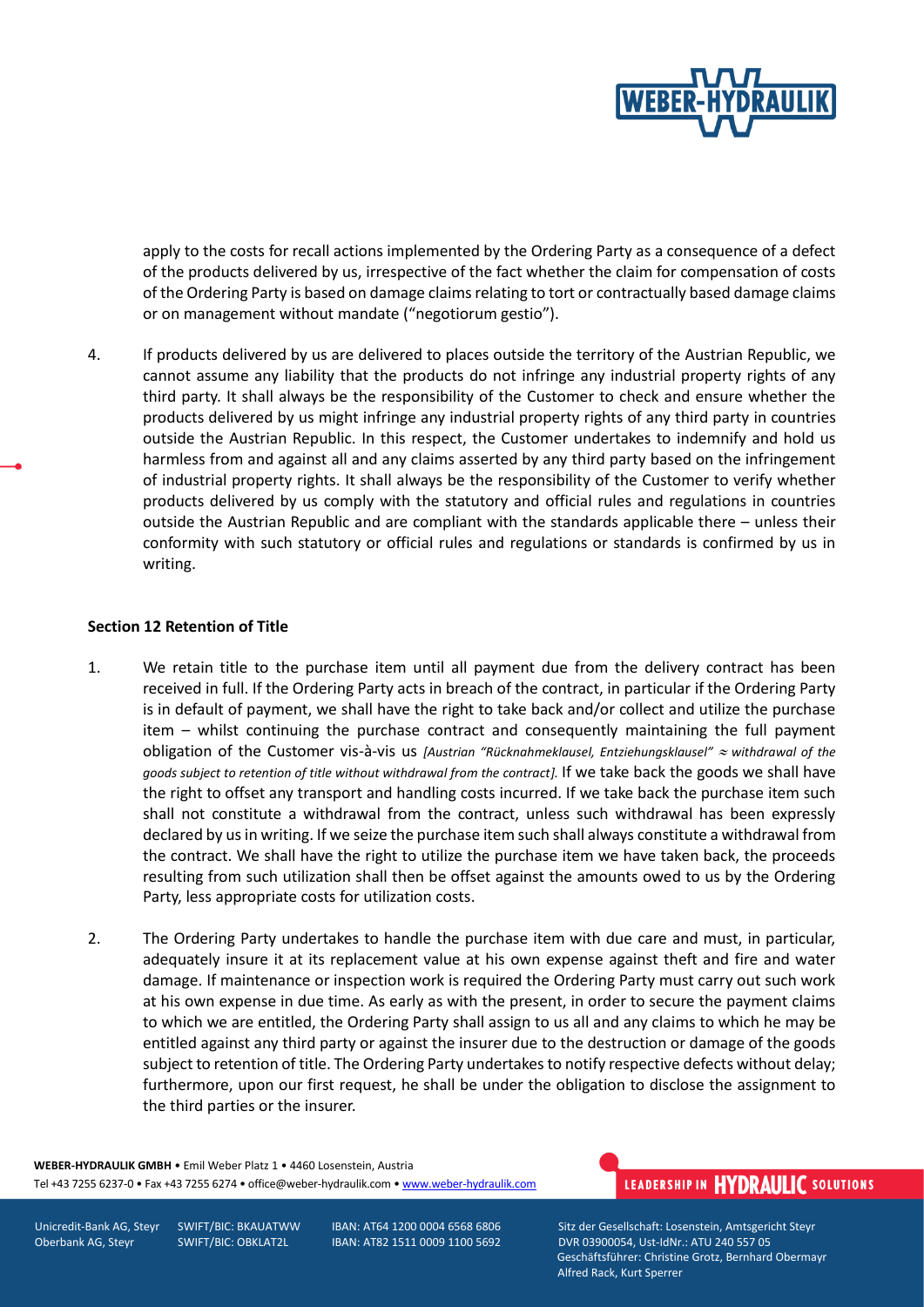apply to the costs for recall actions implemented by the Ordering Party as a consequence of a defect of the products delivered by us, irrespective of the fact whether the claim for compensation of costs of the Ordering Party is based on damage claims relating to tort or contractually based damage claims or on management without mandate ("negotiorum gestio").

4. If products delivered by us are delivered to places outside the territory of the Austrian Republic, we cannot assume any liability that the products do not infringe any industrial property rights of any third party. It shall always be the responsibility of the Customer to check and ensure whether the products delivered by us might infringe any industrial property rights of any third party in countries outside the Austrian Republic. In this respect, the Customer undertakes to indemnify and hold us harmless from and against all and any claims asserted by any third party based on the infringement of industrial property rights. It shall always be the responsibility of the Customer to verify whether products delivered by us comply with the statutory and official rules and regulations in countries outside the Austrian Republic and are compliant with the standards applicable there – unless their conformity with such statutory or official rules and regulations or standards is confirmed by us in writing.

**Section 12 Retention of Title**

1. We retain title to the purchase item until all payment due from the delivery contract has been received in full. If the Ordering Party acts in breach of the contract, in particular if the Ordering Party is in default of payment, we shall have the right to take back and/or collect and utilize the purchase item – whilst continuing the purchase contract and consequently maintaining the full payment obligation of the Customer vis-à-vis us *[Austrian "Rücknahmeklausel, Entziehungsklausel" ≈ withdrawal of the goods subject to retention of title without withdrawal from the contract].* If we take back the goods we shall have the right to offset any transport and handling costs incurred. If we take back the purchase item such shall not constitute a withdrawal from the contract, unless such withdrawal has been expressly declared by us in writing. If we seize the purchase item such shall always constitute a withdrawal from the contract. We shall have the right to utilize the purchase item we have taken back, the proceeds resulting from such utilization shall then be offset against the amounts owed to us by the Ordering Party, less appropriate costs for utilization costs.

2. The Ordering Party undertakes to handle the purchase item with due care and must, in particular, adequately insure it at its replacement value at his own expense against theft and fire and water damage. If maintenance or inspection work is required the Ordering Party must carry out such work at his own expense in due time. As early as with the present, in order to secure the payment claims to which we are entitled, the Ordering Party shall assign to us all and any claims to which he may be entitled against any third party or against the insurer due to the destruction or damage of the goods subject to retention of title. The Ordering Party undertakes to notify respective defects without delay; furthermore, upon our first request, he shall be under the obligation to disclose the assignment to the third parties or the insurer.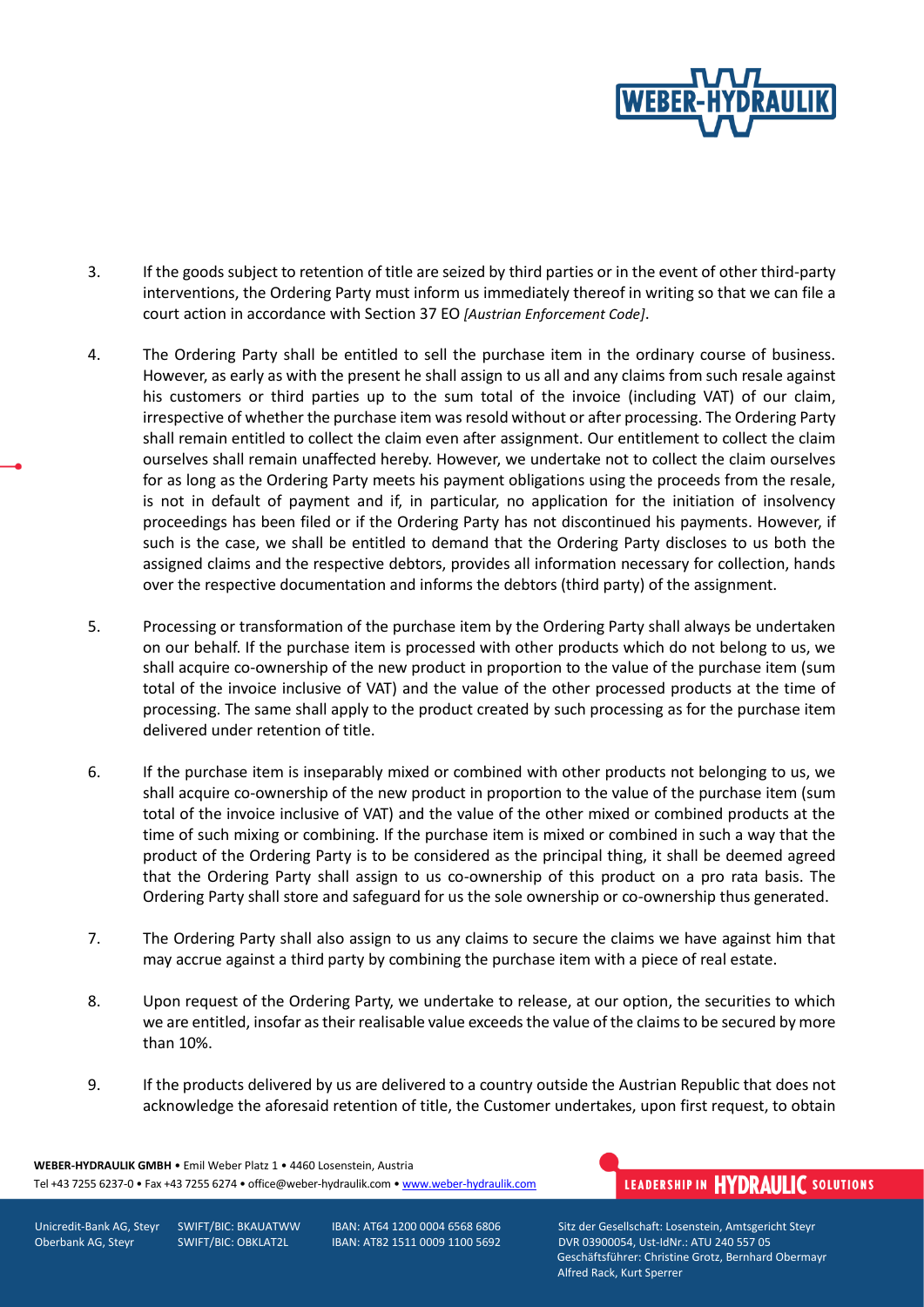3. If the goods subject to retention of title are seized by third parties or in the event of other third-party interventions, the Ordering Party must inform us immediately thereof in writing so that we can file a court action in accordance with Section 37 EO *[Austrian Enforcement Code]*.

4. The Ordering Party shall be entitled to sell the purchase item in the ordinary course of business. However, as early as with the present he shall assign to us all and any claims from such resale against his customers or third parties up to the sum total of the invoice (including VAT) of our claim, irrespective of whether the purchase item was resold without or after processing. The Ordering Party shall remain entitled to collect the claim even after assignment. Our entitlement to collect the claim ourselves shall remain unaffected hereby. However, we undertake not to collect the claim ourselves for as long as the Ordering Party meets his payment obligations using the proceeds from the resale, is not in default of payment and if, in particular, no application for the initiation of insolvency proceedings has been filed or if the Ordering Party has not discontinued his payments. However, if such is the case, we shall be entitled to demand that the Ordering Party discloses to us both the assigned claims and the respective debtors, provides all information necessary for collection, hands over the respective documentation and informs the debtors (third party) of the assignment.

5. Processing or transformation of the purchase item by the Ordering Party shall always be undertaken on our behalf. If the purchase item is processed with other products which do not belong to us, we shall acquire co-ownership of the new product in proportion to the value of the purchase item (sum total of the invoice inclusive of VAT) and the value of the other processed products at the time of processing. The same shall apply to the product created by such processing as for the purchase item delivered under retention of title.

6. If the purchase item is inseparably mixed or combined with other products not belonging to us, we shall acquire co-ownership of the new product in proportion to the value of the purchase item (sum total of the invoice inclusive of VAT) and the value of the other mixed or combined products at the time of such mixing or combining. If the purchase item is mixed or combined in such a way that the product of the Ordering Party is to be considered as the principal thing, it shall be deemed agreed that the Ordering Party shall assign to us co-ownership of this product on a pro rata basis. The Ordering Party shall store and safeguard for us the sole ownership or co-ownership thus generated.

7. The Ordering Party shall also assign to us any claims to secure the claims we have against him that may accrue against a third party by combining the purchase item with a piece of real estate.

8. Upon request of the Ordering Party, we undertake to release, at our option, the securities to which we are entitled, insofar as their realisable value exceeds the value of the claims to be secured by more than 10%.

9. If the products delivered by us are delivered to a country outside the Austrian Republic that does not acknowledge the aforesaid retention of title, the Customer undertakes, upon first request, to obtain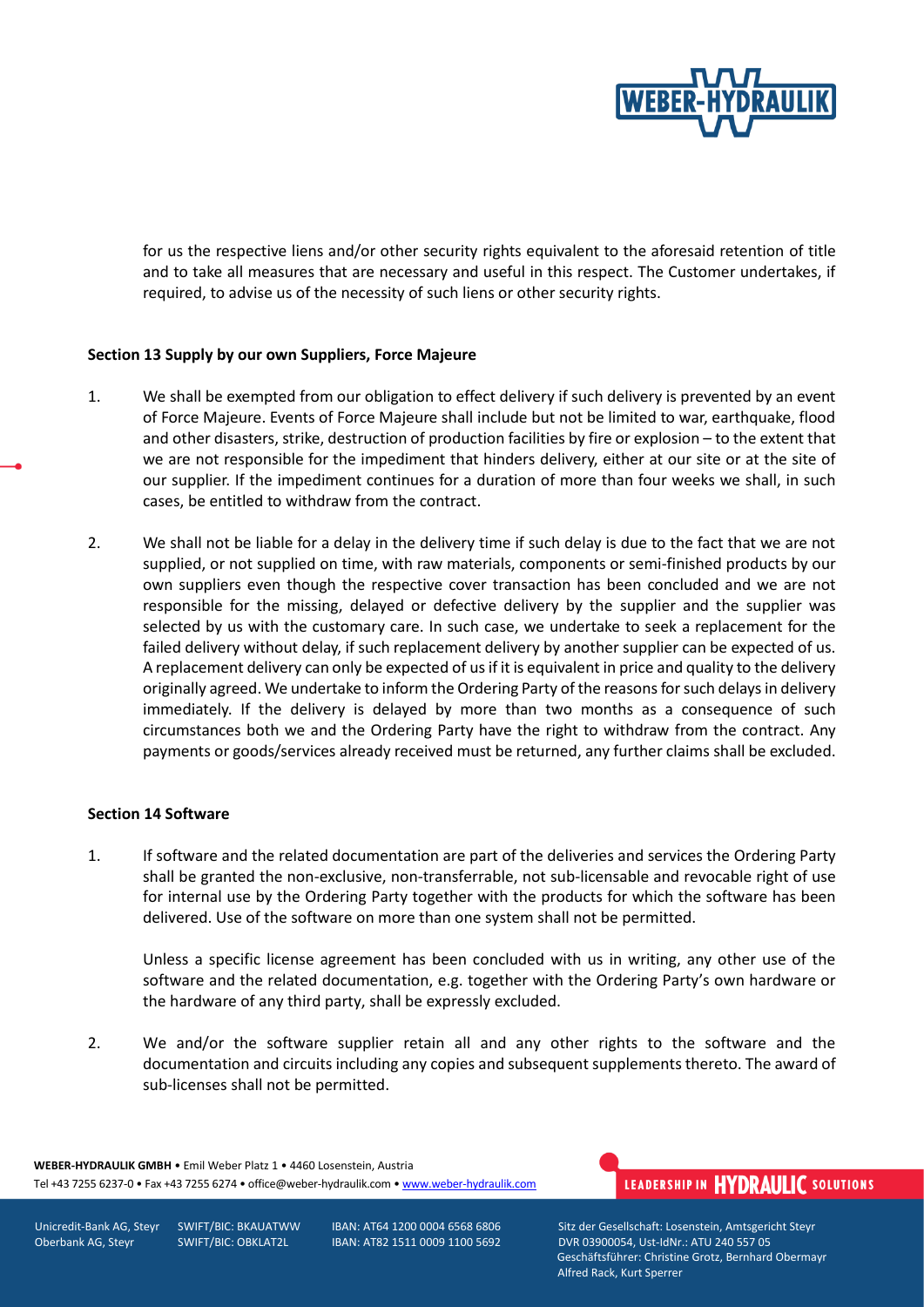for us the respective liens and/or other security rights equivalent to the aforesaid retention of title and to take all measures that are necessary and useful in this respect. The Customer undertakes, if required, to advise us of the necessity of such liens or other security rights.

**Section 13 Supply by our own Suppliers, Force Majeure**

1. We shall be exempted from our obligation to effect delivery if such delivery is prevented by an event of Force Majeure. Events of Force Majeure shall include but not be limited to war, earthquake, flood and other disasters, strike, destruction of production facilities by fire or explosion – to the extent that we are not responsible for the impediment that hinders delivery, either at our site or at the site of our supplier. If the impediment continues for a duration of more than four weeks we shall, in such cases, be entitled to withdraw from the contract.

2. We shall not be liable for a delay in the delivery time if such delay is due to the fact that we are not supplied, or not supplied on time, with raw materials, components or semi-finished products by our own suppliers even though the respective cover transaction has been concluded and we are not responsible for the missing, delayed or defective delivery by the supplier and the supplier was selected by us with the customary care. In such case, we undertake to seek a replacement for the failed delivery without delay, if such replacement delivery by another supplier can be expected of us. A replacement delivery can only be expected of us if it is equivalent in price and quality to the delivery originally agreed. We undertake to inform the Ordering Party of the reasons for such delays in delivery immediately. If the delivery is delayed by more than two months as a consequence of such circumstances both we and the Ordering Party have the right to withdraw from the contract. Any payments or goods/services already received must be returned, any further claims shall be excluded.

**Section 14 Software**

1. If software and the related documentation are part of the deliveries and services the Ordering Party shall be granted the non-exclusive, non-transferrable, not sub-licensable and revocable right of use for internal use by the Ordering Party together with the products for which the software has been delivered. Use of the software on more than one system shall not be permitted.

   Unless a specific license agreement has been concluded with us in writing, any other use of the software and the related documentation, e.g. together with the Ordering Party's own hardware or the hardware of any third party, shall be expressly excluded.

2. We and/or the software supplier retain all and any other rights to the software and the documentation and circuits including any copies and subsequent supplements thereto. The award of sub-licenses shall not be permitted.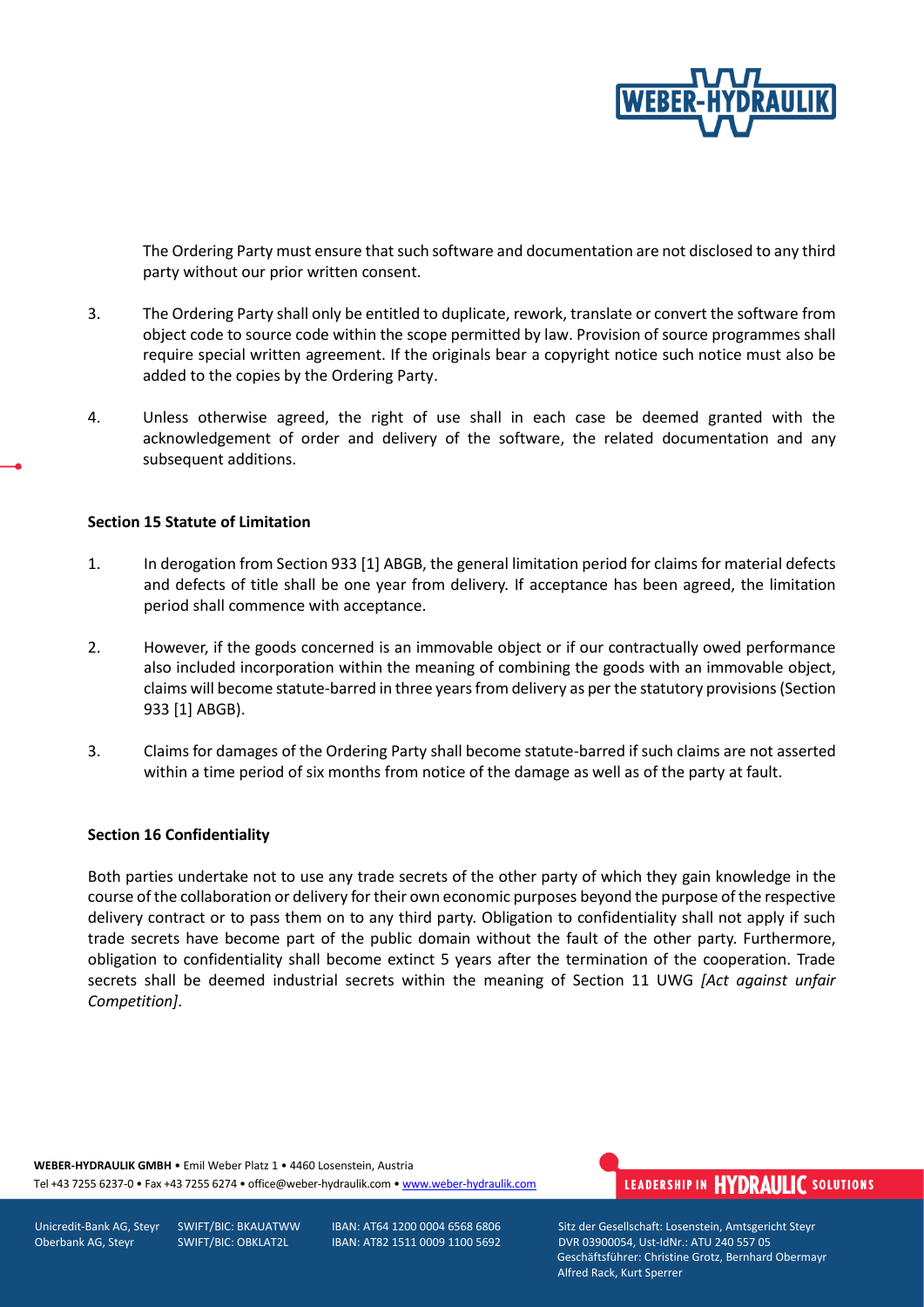The Ordering Party must ensure that such software and documentation are not disclosed to any third party without our prior written consent.

3. The Ordering Party shall only be entitled to duplicate, rework, translate or convert the software from object code to source code within the scope permitted by law. Provision of source programmes shall require special written agreement. If the originals bear a copyright notice such notice must also be added to the copies by the Ordering Party.

4. Unless otherwise agreed, the right of use shall in each case be deemed granted with the acknowledgement of order and delivery of the software, the related documentation and any subsequent additions.

**Section 15 Statute of Limitation**

1. In derogation from Section 933 [1] ABGB, the general limitation period for claims for material defects and defects of title shall be one year from delivery. If acceptance has been agreed, the limitation period shall commence with acceptance.

2. However, if the goods concerned is an immovable object or if our contractually owed performance also included incorporation within the meaning of combining the goods with an immovable object, claims will become statute-barred in three years from delivery as per the statutory provisions (Section 933 [1] ABGB).

3. Claims for damages of the Ordering Party shall become statute-barred if such claims are not asserted within a time period of six months from notice of the damage as well as of the party at fault.

**Section 16 Confidentiality**

Both parties undertake not to use any trade secrets of the other party of which they gain knowledge in the course of the collaboration or delivery for their own economic purposes beyond the purpose of the respective delivery contract or to pass them on to any third party. Obligation to confidentiality shall not apply if such trade secrets have become part of the public domain without the fault of the other party. Furthermore, obligation to confidentiality shall become extinct 5 years after the termination of the cooperation. Trade secrets shall be deemed industrial secrets within the meaning of Section 11 UWG *[Act against unfair Competition]*.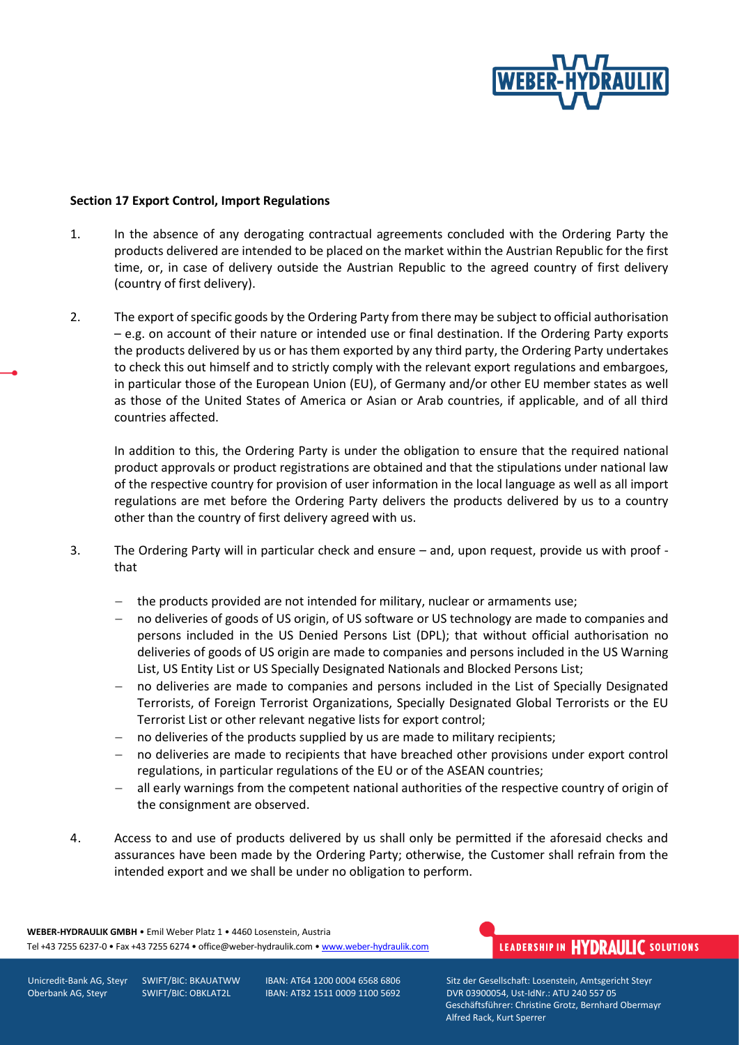**Section 17 Export Control, Import Regulations**

1. In the absence of any derogating contractual agreements concluded with the Ordering Party the products delivered are intended to be placed on the market within the Austrian Republic for the first time, or, in case of delivery outside the Austrian Republic to the agreed country of first delivery (country of first delivery).

2. The export of specific goods by the Ordering Party from there may be subject to official authorisation – e.g. on account of their nature or intended use or final destination. If the Ordering Party exports the products delivered by us or has them exported by any third party, the Ordering Party undertakes to check this out himself and to strictly comply with the relevant export regulations and embargoes, in particular those of the European Union (EU), of Germany and/or other EU member states as well as those of the United States of America or Asian or Arab countries, if applicable, and of all third countries affected.

   In addition to this, the Ordering Party is under the obligation to ensure that the required national product approvals or product registrations are obtained and that the stipulations under national law of the respective country for provision of user information in the local language as well as all import regulations are met before the Ordering Party delivers the products delivered by us to a country other than the country of first delivery agreed with us.

3. The Ordering Party will in particular check and ensure – and, upon request, provide us with proof - that

   - the products provided are not intended for military, nuclear or armaments use;
   - no deliveries of goods of US origin, of US software or US technology are made to companies and persons included in the US Denied Persons List (DPL); that without official authorisation no deliveries of goods of US origin are made to companies and persons included in the US Warning List, US Entity List or US Specially Designated Nationals and Blocked Persons List;
   - no deliveries are made to companies and persons included in the List of Specially Designated Terrorists, of Foreign Terrorist Organizations, Specially Designated Global Terrorists or the EU Terrorist List or other relevant negative lists for export control;
   - no deliveries of the products supplied by us are made to military recipients;
   - no deliveries are made to recipients that have breached other provisions under export control regulations, in particular regulations of the EU or of the ASEAN countries;
   - all early warnings from the competent national authorities of the respective country of origin of the consignment are observed.

4. Access to and use of products delivered by us shall only be permitted if the aforesaid checks and assurances have been made by the Ordering Party; otherwise, the Customer shall refrain from the intended export and we shall be under no obligation to perform.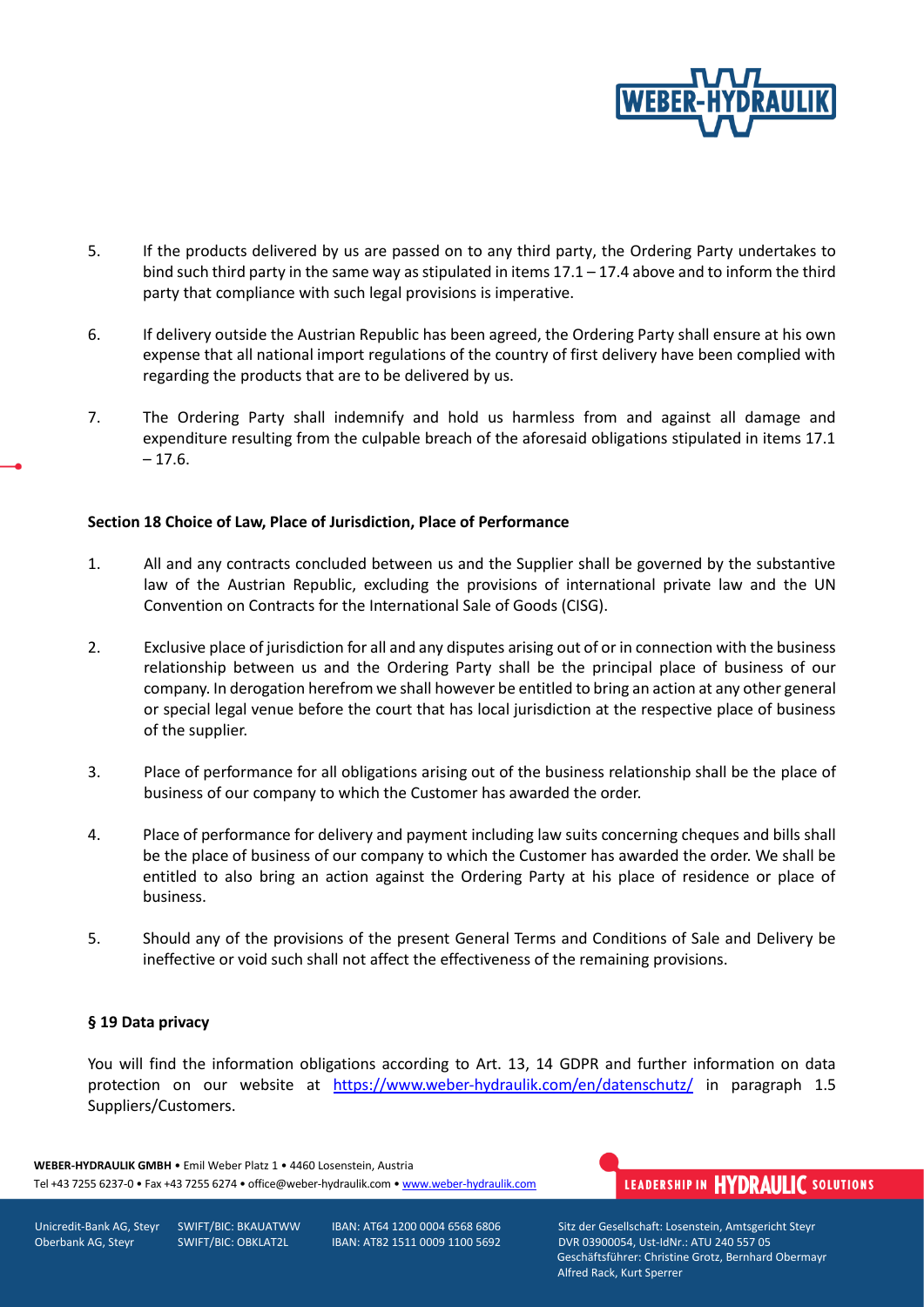5. If the products delivered by us are passed on to any third party, the Ordering Party undertakes to bind such third party in the same way as stipulated in items 17.1 – 17.4 above and to inform the third party that compliance with such legal provisions is imperative.

6. If delivery outside the Austrian Republic has been agreed, the Ordering Party shall ensure at his own expense that all national import regulations of the country of first delivery have been complied with regarding the products that are to be delivered by us.

7. The Ordering Party shall indemnify and hold us harmless from and against all damage and expenditure resulting from the culpable breach of the aforesaid obligations stipulated in items 17.1 – 17.6.

**Section 18 Choice of Law, Place of Jurisdiction, Place of Performance**

1. All and any contracts concluded between us and the Supplier shall be governed by the substantive law of the Austrian Republic, excluding the provisions of international private law and the UN Convention on Contracts for the International Sale of Goods (CISG).

2. Exclusive place of jurisdiction for all and any disputes arising out of or in connection with the business relationship between us and the Ordering Party shall be the principal place of business of our company. In derogation herefrom we shall however be entitled to bring an action at any other general or special legal venue before the court that has local jurisdiction at the respective place of business of the supplier.

3. Place of performance for all obligations arising out of the business relationship shall be the place of business of our company to which the Customer has awarded the order.

4. Place of performance for delivery and payment including law suits concerning cheques and bills shall be the place of business of our company to which the Customer has awarded the order. We shall be entitled to also bring an action against the Ordering Party at his place of residence or place of business.

5. Should any of the provisions of the present General Terms and Conditions of Sale and Delivery be ineffective or void such shall not affect the effectiveness of the remaining provisions.

**§ 19 Data privacy**

You will find the information obligations according to Art. 13, 14 GDPR and further information on data protection on our website at https://www.weber-hydraulik.com/en/datenschutz/ in paragraph 1.5 Suppliers/Customers.